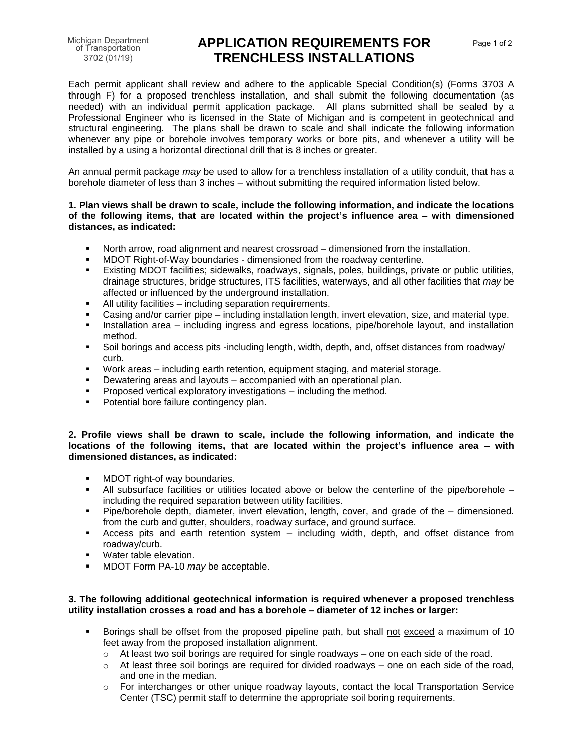Michigan Department of Transportation
3702 (01/19)

# APPLICATION REQUIREMENTS FOR TRENCHLESS INSTALLATIONS

Each permit applicant shall review and adhere to the applicable Special Condition(s) (Forms 3703 A through F) for a proposed trenchless installation, and shall submit the following documentation (as needed) with an individual permit application package. All plans submitted shall be sealed by a Professional Engineer who is licensed in the State of Michigan and is competent in geotechnical and structural engineering. The plans shall be drawn to scale and shall indicate the following information whenever any pipe or borehole involves temporary works or bore pits, and whenever a utility will be installed by a using a horizontal directional drill that is 8 inches or greater.

An annual permit package *may* be used to allow for a trenchless installation of a utility conduit, that has a borehole diameter of less than 3 inches – without submitting the required information listed below.

**1. Plan views shall be drawn to scale, include the following information, and indicate the locations of the following items, that are located within the project's influence area – with dimensioned distances, as indicated:**

- North arrow, road alignment and nearest crossroad – dimensioned from the installation.
- MDOT Right-of-Way boundaries - dimensioned from the roadway centerline.
- Existing MDOT facilities; sidewalks, roadways, signals, poles, buildings, private or public utilities, drainage structures, bridge structures, ITS facilities, waterways, and all other facilities that *may* be affected or influenced by the underground installation.
- All utility facilities – including separation requirements.
- Casing and/or carrier pipe – including installation length, invert elevation, size, and material type.
- Installation area – including ingress and egress locations, pipe/borehole layout, and installation method.
- Soil borings and access pits -including length, width, depth, and, offset distances from roadway/ curb.
- Work areas – including earth retention, equipment staging, and material storage.
- Dewatering areas and layouts – accompanied with an operational plan.
- Proposed vertical exploratory investigations – including the method.
- Potential bore failure contingency plan.

**2. Profile views shall be drawn to scale, include the following information, and indicate the locations of the following items, that are located within the project's influence area – with dimensioned distances, as indicated:**

- MDOT right-of way boundaries.
- All subsurface facilities or utilities located above or below the centerline of the pipe/borehole – including the required separation between utility facilities.
- Pipe/borehole depth, diameter, invert elevation, length, cover, and grade of the – dimensioned. from the curb and gutter, shoulders, roadway surface, and ground surface.
- Access pits and earth retention system – including width, depth, and offset distance from roadway/curb.
- Water table elevation.
- MDOT Form PA-10 *may* be acceptable.

**3. The following additional geotechnical information is required whenever a proposed trenchless utility installation crosses a road and has a borehole – diameter of 12 inches or larger:**

- Borings shall be offset from the proposed pipeline path, but shall not exceed a maximum of 10 feet away from the proposed installation alignment.
  - At least two soil borings are required for single roadways – one on each side of the road.
  - At least three soil borings are required for divided roadways – one on each side of the road, and one in the median.
  - For interchanges or other unique roadway layouts, contact the local Transportation Service Center (TSC) permit staff to determine the appropriate soil boring requirements.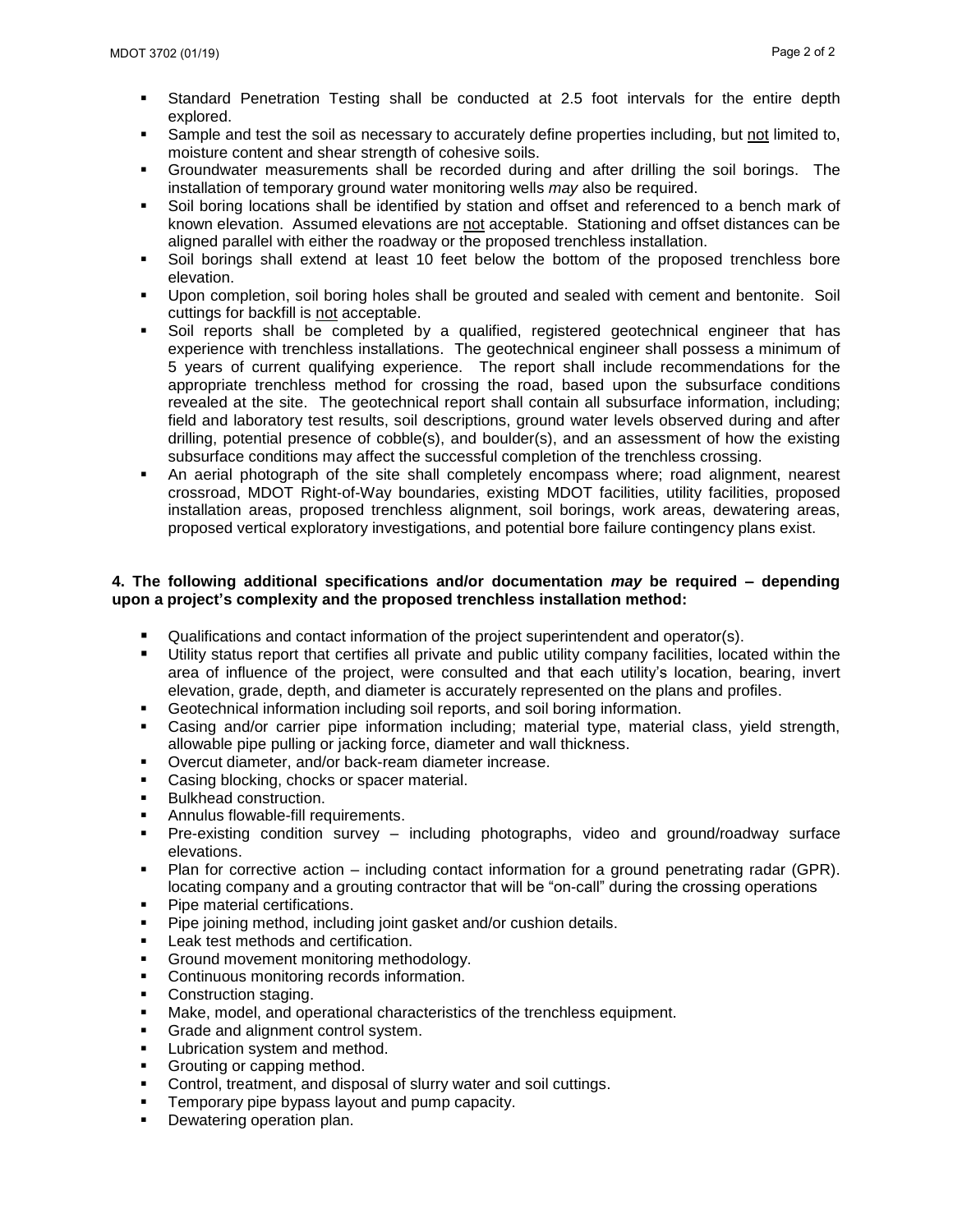- Standard Penetration Testing shall be conducted at 2.5 foot intervals for the entire depth explored.
- Sample and test the soil as necessary to accurately define properties including, but not limited to, moisture content and shear strength of cohesive soils.
- Groundwater measurements shall be recorded during and after drilling the soil borings. The installation of temporary ground water monitoring wells *may* also be required.
- Soil boring locations shall be identified by station and offset and referenced to a bench mark of known elevation. Assumed elevations are not acceptable. Stationing and offset distances can be aligned parallel with either the roadway or the proposed trenchless installation.
- Soil borings shall extend at least 10 feet below the bottom of the proposed trenchless bore elevation.
- Upon completion, soil boring holes shall be grouted and sealed with cement and bentonite. Soil cuttings for backfill is not acceptable.
- Soil reports shall be completed by a qualified, registered geotechnical engineer that has experience with trenchless installations. The geotechnical engineer shall possess a minimum of 5 years of current qualifying experience. The report shall include recommendations for the appropriate trenchless method for crossing the road, based upon the subsurface conditions revealed at the site. The geotechnical report shall contain all subsurface information, including; field and laboratory test results, soil descriptions, ground water levels observed during and after drilling, potential presence of cobble(s), and boulder(s), and an assessment of how the existing subsurface conditions may affect the successful completion of the trenchless crossing.
- An aerial photograph of the site shall completely encompass where; road alignment, nearest crossroad, MDOT Right-of-Way boundaries, existing MDOT facilities, utility facilities, proposed installation areas, proposed trenchless alignment, soil borings, work areas, dewatering areas, proposed vertical exploratory investigations, and potential bore failure contingency plans exist.

**4. The following additional specifications and/or documentation *may* be required – depending upon a project's complexity and the proposed trenchless installation method:**

- Qualifications and contact information of the project superintendent and operator(s).
- Utility status report that certifies all private and public utility company facilities, located within the area of influence of the project, were consulted and that each utility's location, bearing, invert elevation, grade, depth, and diameter is accurately represented on the plans and profiles.
- Geotechnical information including soil reports, and soil boring information.
- Casing and/or carrier pipe information including; material type, material class, yield strength, allowable pipe pulling or jacking force, diameter and wall thickness.
- Overcut diameter, and/or back-ream diameter increase.
- Casing blocking, chocks or spacer material.
- Bulkhead construction.
- Annulus flowable-fill requirements.
- Pre-existing condition survey – including photographs, video and ground/roadway surface elevations.
- Plan for corrective action – including contact information for a ground penetrating radar (GPR). locating company and a grouting contractor that will be "on-call" during the crossing operations
- Pipe material certifications.
- Pipe joining method, including joint gasket and/or cushion details.
- Leak test methods and certification.
- Ground movement monitoring methodology.
- Continuous monitoring records information.
- Construction staging.
- Make, model, and operational characteristics of the trenchless equipment.
- Grade and alignment control system.
- Lubrication system and method.
- Grouting or capping method.
- Control, treatment, and disposal of slurry water and soil cuttings.
- Temporary pipe bypass layout and pump capacity.
- Dewatering operation plan.